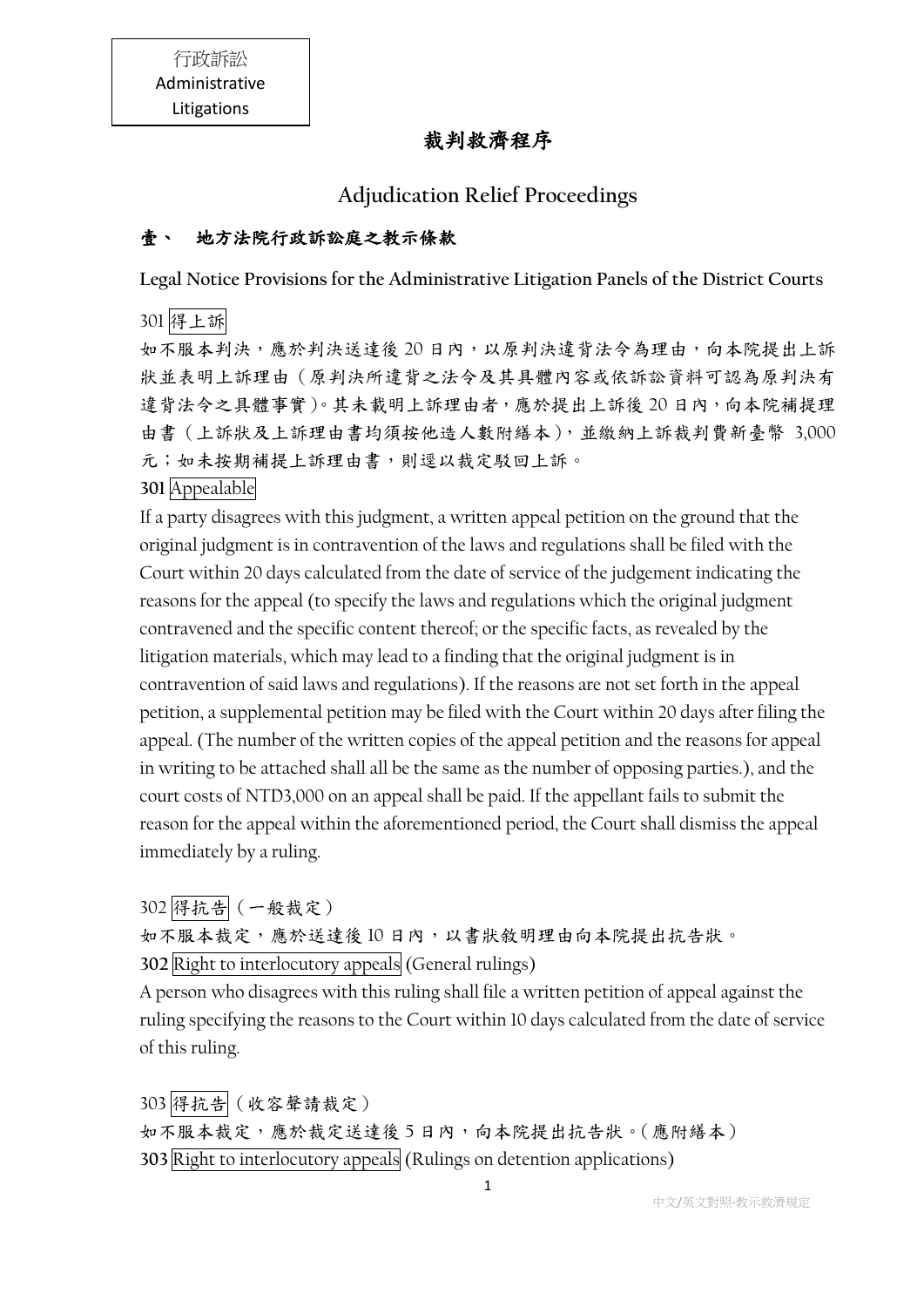行政訴訟
Administrative Litigations

# 裁判救濟程序

# Adjudication Relief Proceedings

## 壹、 地方法院行政訴訟庭之教示條款

## Legal Notice Provisions for the Administrative Litigation Panels of the District Courts

301 得上訴

如不服本判決，應於判決送達後 20 日內，以原判決違背法令為理由，向本院提出上訴狀並表明上訴理由（原判決所違背之法令及其具體內容或依訴訟資料可認為原判決有違背法令之具體事實）。其未載明上訴理由者，應於提出上訴後 20 日內，向本院補提理由書（上訴狀及上訴理由書均須按他造人數附繕本），並繳納上訴裁判費新臺幣 3,000 元；如未按期補提上訴理由書，則逕以裁定駁回上訴。

**301** Appealable

If a party disagrees with this judgment, a written appeal petition on the ground that the original judgment is in contravention of the laws and regulations shall be filed with the Court within 20 days calculated from the date of service of the judgement indicating the reasons for the appeal (to specify the laws and regulations which the original judgment contravened and the specific content thereof; or the specific facts, as revealed by the litigation materials, which may lead to a finding that the original judgment is in contravention of said laws and regulations). If the reasons are not set forth in the appeal petition, a supplemental petition may be filed with the Court within 20 days after filing the appeal. (The number of the written copies of the appeal petition and the reasons for appeal in writing to be attached shall all be the same as the number of opposing parties.), and the court costs of NTD3,000 on an appeal shall be paid. If the appellant fails to submit the reason for the appeal within the aforementioned period, the Court shall dismiss the appeal immediately by a ruling.

302 得抗告（一般裁定）

如不服本裁定，應於送達後 10 日內，以書狀敘明理由向本院提出抗告狀。

**302** Right to interlocutory appeals (General rulings)

A person who disagrees with this ruling shall file a written petition of appeal against the ruling specifying the reasons to the Court within 10 days calculated from the date of service of this ruling.

303 得抗告（收容聲請裁定）

如不服本裁定，應於裁定送達後 5 日內，向本院提出抗告狀。（應附繕本）

**303** Right to interlocutory appeals (Rulings on detention applications)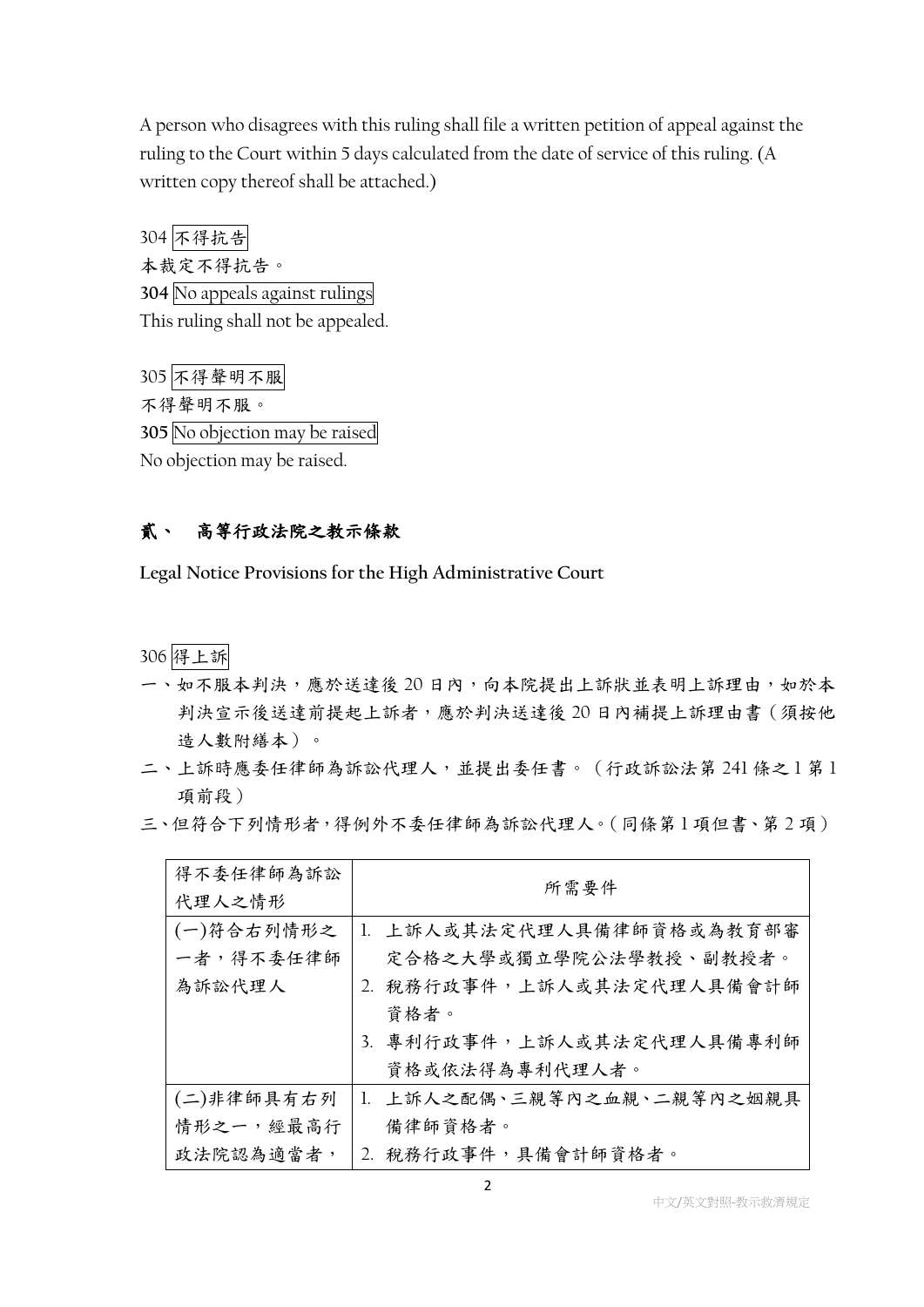A person who disagrees with this ruling shall file a written petition of appeal against the ruling to the Court within 5 days calculated from the date of service of this ruling. (A written copy thereof shall be attached.)

304 不得抗告

本裁定不得抗告。

**304** No appeals against rulings

This ruling shall not be appealed.

305 不得聲明不服

不得聲明不服。

**305** No objection may be raised

No objection may be raised.

## 貳、 高等行政法院之教示條款

**Legal Notice Provisions for the High Administrative Court**

306 得上訴

一、如不服本判決，應於送達後 20 日內，向本院提出上訴狀並表明上訴理由，如於本判決宣示後送達前提起上訴者，應於判決送達後 20 日內補提上訴理由書（須按他造人數附繕本）。

二、上訴時應委任律師為訴訟代理人，並提出委任書。（行政訴訟法第 241 條之 1 第 1 項前段）

三、但符合下列情形者，得例外不委任律師為訴訟代理人。（同條第 1 項但書、第 2 項）

| 得不委任律師為訴訟代理人之情形 | 所需要件 |
| --- | --- |
| (一)符合右列情形之一者，得不委任律師為訴訟代理人 | 1. 上訴人或其法定代理人具備律師資格或為教育部審定合格之大學或獨立學院公法學教授、副教授者。<br>2. 稅務行政事件，上訴人或其法定代理人具備會計師資格者。<br>3. 專利行政事件，上訴人或其法定代理人具備專利師資格或依法得為專利代理人者。 |
| (二)非律師具有右列情形之一，經最高行政法院認為適當者， | 1. 上訴人之配偶、三親等內之血親、二親等內之姻親具備律師資格者。<br>2. 稅務行政事件，具備會計師資格者。 |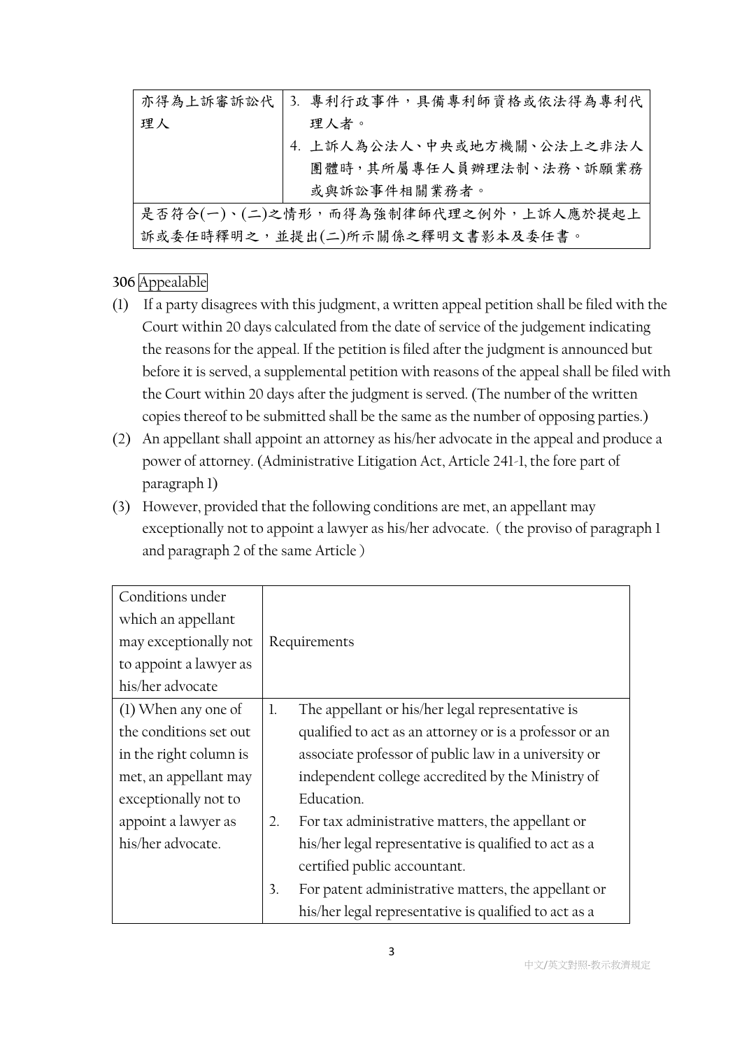| | |
|---|---|
| 亦得為上訴審訴訟代理人 | 3. 專利行政事件，具備專利師資格或依法得為專利代理人者。<br>4. 上訴人為公法人、中央或地方機關、公法上之非法人團體時，其所屬專任人員辦理法制、法務、訴願業務或與訴訟事件相關業務者。 |
| 是否符合(一)、(二)之情形，而得為強制律師代理之例外，上訴人應於提起上訴或委任時釋明之，並提出(二)所示關係之釋明文書影本及委任書。 | |

**306** Appealable

(1) If a party disagrees with this judgment, a written appeal petition shall be filed with the Court within 20 days calculated from the date of service of the judgement indicating the reasons for the appeal. If the petition is filed after the judgment is announced but before it is served, a supplemental petition with reasons of the appeal shall be filed with the Court within 20 days after the judgment is served. (The number of the written copies thereof to be submitted shall be the same as the number of opposing parties.)

(2) An appellant shall appoint an attorney as his/her advocate in the appeal and produce a power of attorney. (Administrative Litigation Act, Article 241-1, the fore part of paragraph 1)

(3) However, provided that the following conditions are met, an appellant may exceptionally not to appoint a lawyer as his/her advocate. ( the proviso of paragraph 1 and paragraph 2 of the same Article )

| Conditions under which an appellant may exceptionally not to appoint a lawyer as his/her advocate | Requirements |
|---|---|
| (1) When any one of the conditions set out in the right column is met, an appellant may exceptionally not to appoint a lawyer as his/her advocate. | 1. The appellant or his/her legal representative is qualified to act as an attorney or is a professor or an associate professor of public law in a university or independent college accredited by the Ministry of Education.<br>2. For tax administrative matters, the appellant or his/her legal representative is qualified to act as a certified public accountant.<br>3. For patent administrative matters, the appellant or his/her legal representative is qualified to act as a |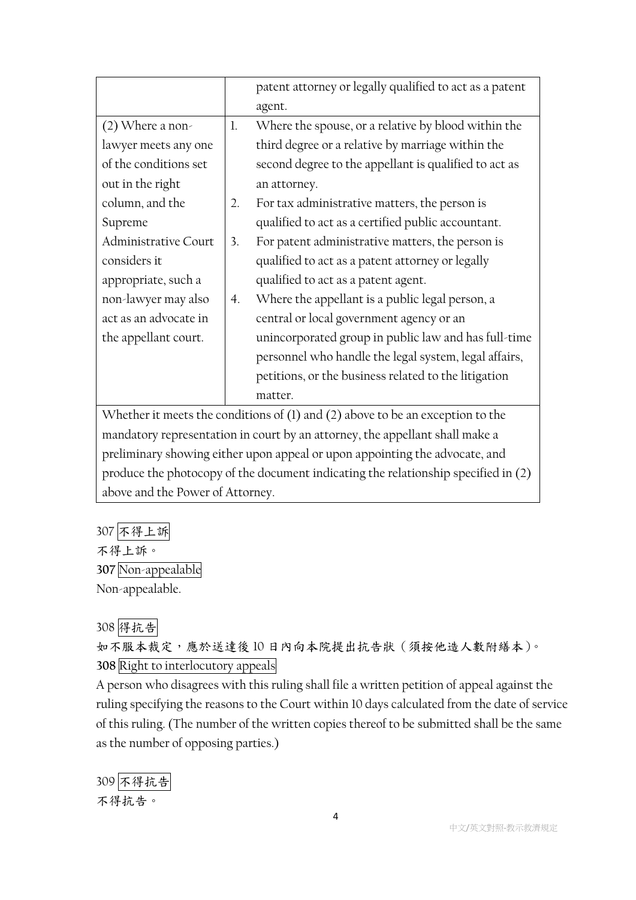| | |
|---|---|
| | patent attorney or legally qualified to act as a patent agent. |
| (2) Where a non-lawyer meets any one of the conditions set out in the right column, and the Supreme Administrative Court considers it appropriate, such a non-lawyer may also act as an advocate in the appellant court. | 1. Where the spouse, or a relative by blood within the third degree or a relative by marriage within the second degree to the appellant is qualified to act as an attorney.<br>2. For tax administrative matters, the person is qualified to act as a certified public accountant.<br>3. For patent administrative matters, the person is qualified to act as a patent attorney or legally qualified to act as a patent agent.<br>4. Where the appellant is a public legal person, a central or local government agency or an unincorporated group in public law and has full-time personnel who handle the legal system, legal affairs, petitions, or the business related to the litigation matter. |
| Whether it meets the conditions of (1) and (2) above to be an exception to the mandatory representation in court by an attorney, the appellant shall make a preliminary showing either upon appeal or upon appointing the advocate, and produce the photocopy of the document indicating the relationship specified in (2) above and the Power of Attorney. | |

307 不得上訴

不得上訴。

**307** Non-appealable

Non-appealable.

308 得抗告

如不服本裁定，應於送達後 10 日內向本院提出抗告狀（須按他造人數附繕本）。

**308** Right to interlocutory appeals

A person who disagrees with this ruling shall file a written petition of appeal against the ruling specifying the reasons to the Court within 10 days calculated from the date of service of this ruling. (The number of the written copies thereof to be submitted shall be the same as the number of opposing parties.)

309 不得抗告

不得抗告。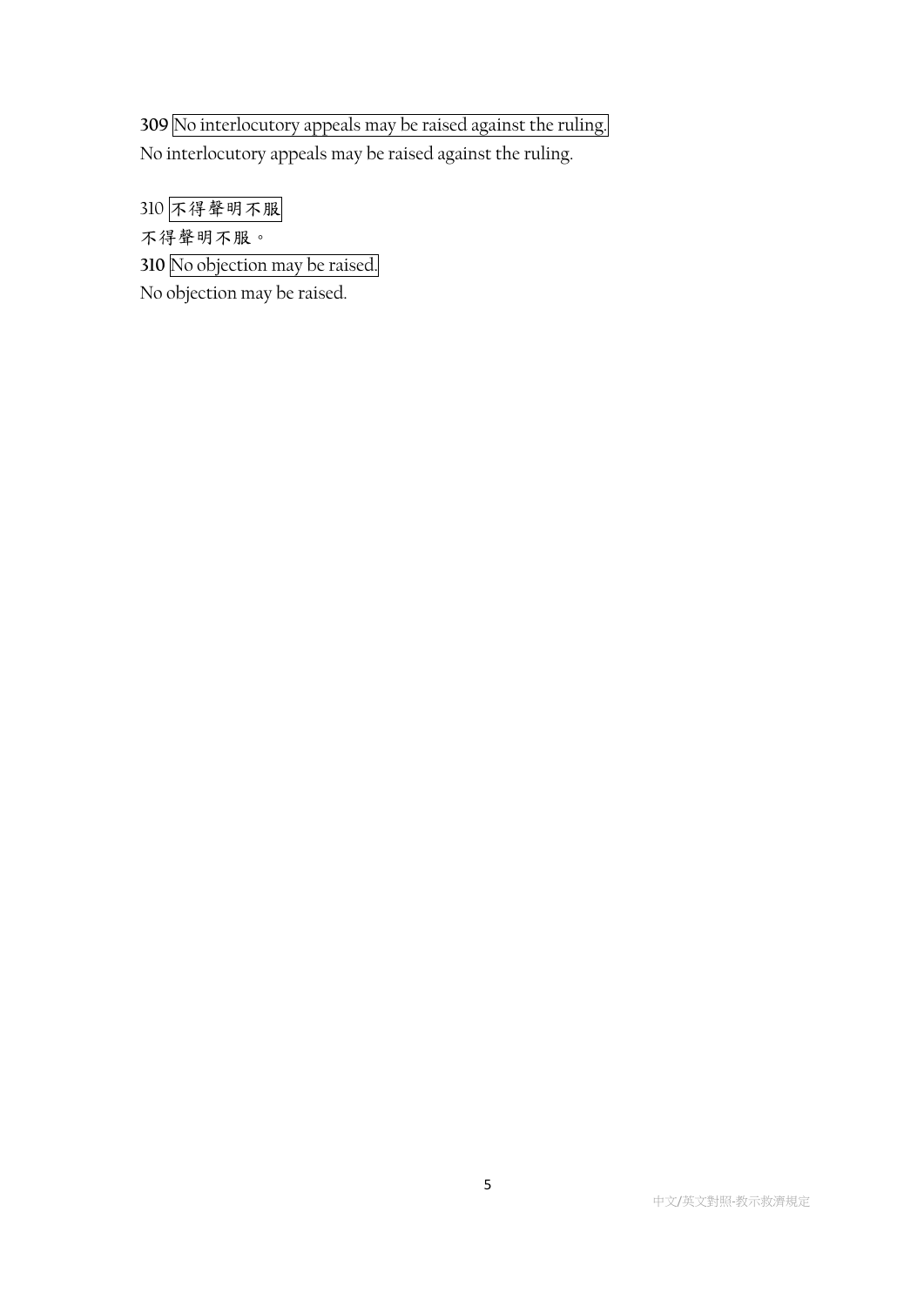**309** No interlocutory appeals may be raised against the ruling.

No interlocutory appeals may be raised against the ruling.

310 不得聲明不服

不得聲明不服。

**310** No objection may be raised.

No objection may be raised.